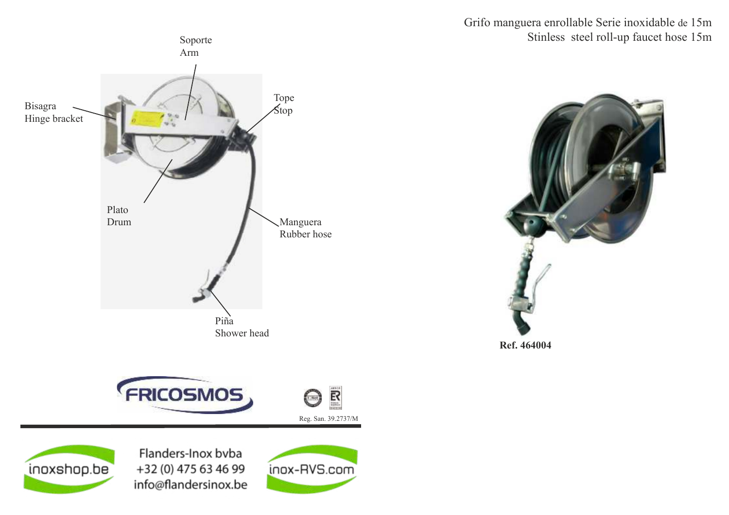# Grifo manguera enrollable Serie inoxidable de 15m
# Stinless steel roll-up faucet hose 15m

Soporte
Arm

Bisagra
Hinge bracket

Tope
Stop

Plato
Drum

Manguera
Rubber hose

Piña
Shower head

**Ref. 464004**

FRICOSMOS

Reg. San. 39.2737/M

inoxshop.be

Flanders-Inox bvba
+32 (0) 475 63 46 99
info@flandersinox.be

inox-RVS.com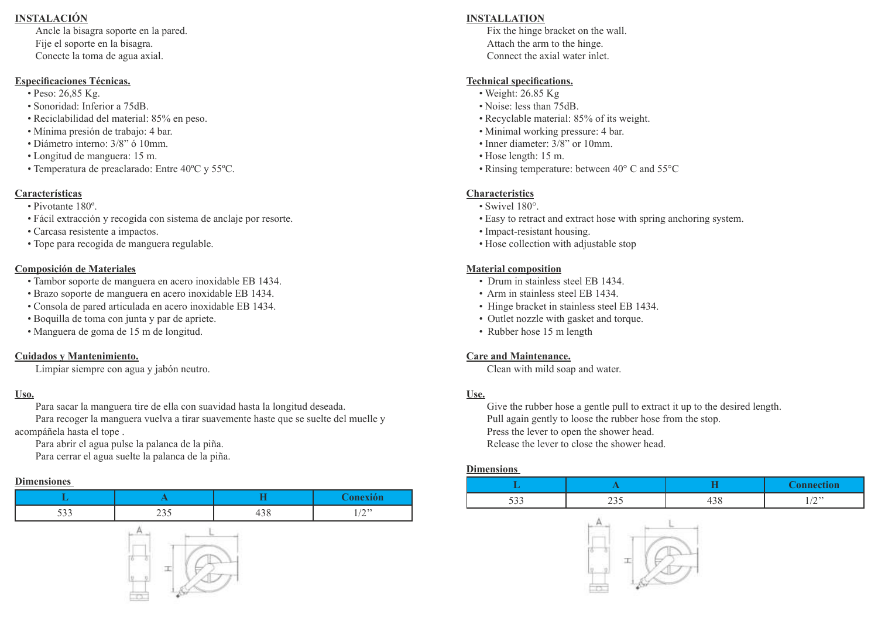## INSTALACIÓN

Ancle la bisagra soporte en la pared.
Fije el soporte en la bisagra.
Conecte la toma de agua axial.

## Especificaciones Técnicas.

- Peso: 26,85 Kg.
- Sonoridad: Inferior a 75dB.
- Reciclabilidad del material: 85% en peso.
- Mínima presión de trabajo: 4 bar.
- Diámetro interno: 3/8" ó 10mm.
- Longitud de manguera: 15 m.
- Temperatura de preaclarado: Entre 40ºC y 55ºC.

## Características

- Pivotante 180º.
- Fácil extracción y recogida con sistema de anclaje por resorte.
- Carcasa resistente a impactos.
- Tope para recogida de manguera regulable.

## Composición de Materiales

- Tambor soporte de manguera en acero inoxidable EB 1434.
- Brazo soporte de manguera en acero inoxidable EB 1434.
- Consola de pared articulada en acero inoxidable EB 1434.
- Boquilla de toma con junta y par de apriete.
- Manguera de goma de 15 m de longitud.

## Cuidados y Mantenimiento.

Limpiar siempre con agua y jabón neutro.

## Uso.

Para sacar la manguera tire de ella con suavidad hasta la longitud deseada.
Para recoger la manguera vuelva a tirar suavemente haste que se suelte del muelle y acompáñela hasta el tope .
Para abrir el agua pulse la palanca de la piña.
Para cerrar el agua suelte la palanca de la piña.

## Dimensiones

| L | A | H | Conexión |
|---|---|---|---|
| 533 | 235 | 438 | 1/2" |

A
L
H

## INSTALLATION

Fix the hinge bracket on the wall.
Attach the arm to the hinge.
Connect the axial water inlet.

## Technical specifications.

- Weight: 26.85 Kg
- Noise: less than 75dB.
- Recyclable material: 85% of its weight.
- Minimal working pressure: 4 bar.
- Inner diameter: 3/8" or 10mm.
- Hose length: 15 m.
- Rinsing temperature: between 40° C and 55°C

## Characteristics

- Swivel 180°.
- Easy to retract and extract hose with spring anchoring system.
- Impact-resistant housing.
- Hose collection with adjustable stop

## Material composition

- Drum in stainless steel EB 1434.
- Arm in stainless steel EB 1434.
- Hinge bracket in stainless steel EB 1434.
- Outlet nozzle with gasket and torque.
- Rubber hose 15 m length

## Care and Maintenance.

Clean with mild soap and water.

## Use.

Give the rubber hose a gentle pull to extract it up to the desired length.
Pull again gently to loose the rubber hose from the stop.
Press the lever to open the shower head.
Release the lever to close the shower head.

## Dimensions

| L | A | H | Connection |
|---|---|---|---|
| 533 | 235 | 438 | 1/2" |

A
L
H